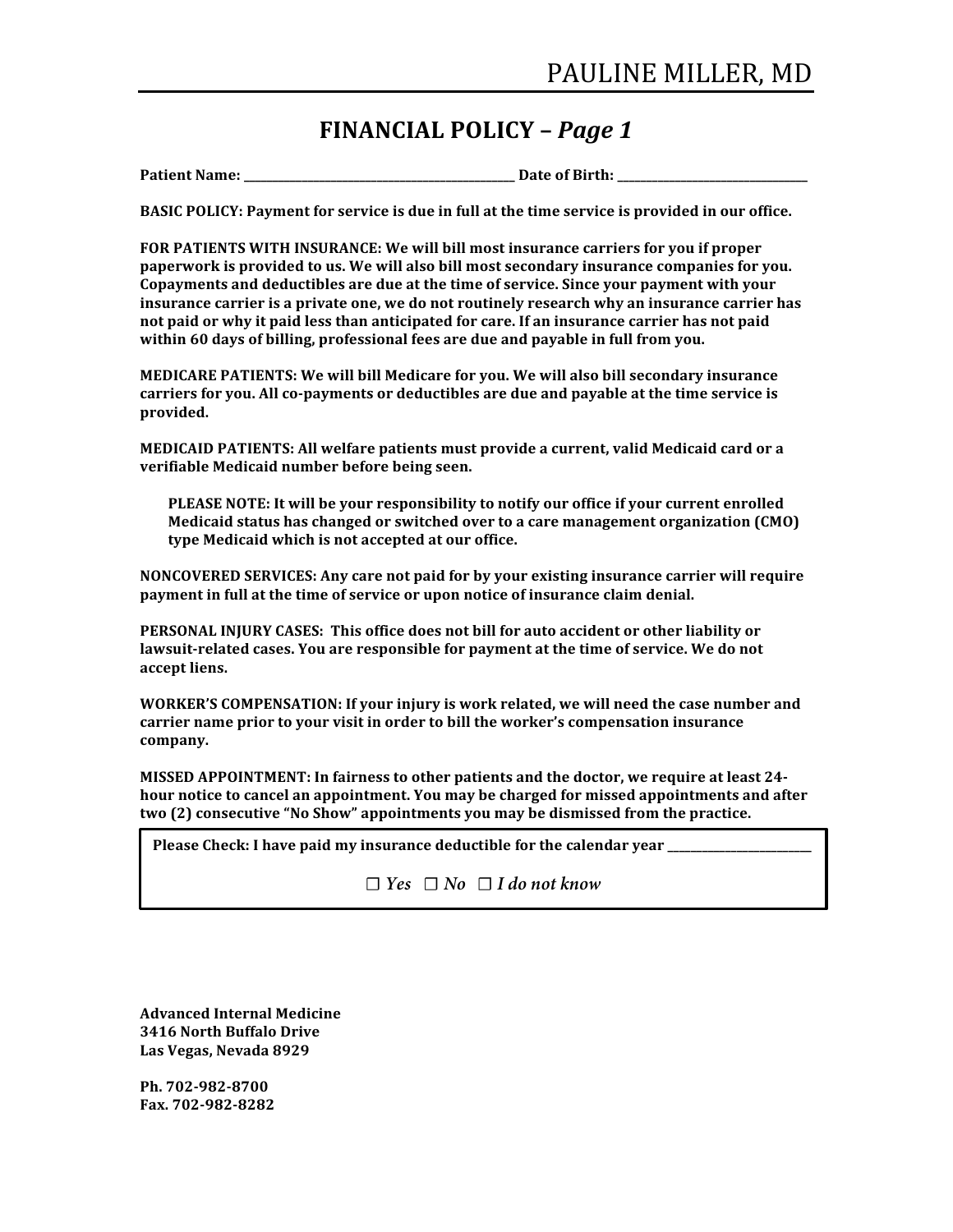PAULINE MILLER, MD

# FINANCIAL POLICY – *Page 1*

**Patient Name: ______________________________ Date of Birth: ____________________**

**BASIC POLICY: Payment for service is due in full at the time service is provided in our office.**

**FOR PATIENTS WITH INSURANCE: We will bill most insurance carriers for you if proper paperwork is provided to us. We will also bill most secondary insurance companies for you. Copayments and deductibles are due at the time of service. Since your payment with your insurance carrier is a private one, we do not routinely research why an insurance carrier has not paid or why it paid less than anticipated for care. If an insurance carrier has not paid within 60 days of billing, professional fees are due and payable in full from you.**

**MEDICARE PATIENTS: We will bill Medicare for you. We will also bill secondary insurance carriers for you. All co-payments or deductibles are due and payable at the time service is provided.**

**MEDICAID PATIENTS: All welfare patients must provide a current, valid Medicaid card or a verifiable Medicaid number before being seen.**

> **PLEASE NOTE: It will be your responsibility to notify our office if your current enrolled Medicaid status has changed or switched over to a care management organization (CMO) type Medicaid which is not accepted at our office.**

**NONCOVERED SERVICES: Any care not paid for by your existing insurance carrier will require payment in full at the time of service or upon notice of insurance claim denial.**

**PERSONAL INJURY CASES: This office does not bill for auto accident or other liability or lawsuit-related cases. You are responsible for payment at the time of service. We do not accept liens.**

**WORKER'S COMPENSATION: If your injury is work related, we will need the case number and carrier name prior to your visit in order to bill the worker's compensation insurance company.**

**MISSED APPOINTMENT: In fairness to other patients and the doctor, we require at least 24-hour notice to cancel an appointment. You may be charged for missed appointments and after two (2) consecutive "No Show" appointments you may be dismissed from the practice.**

**Please Check: I have paid my insurance deductible for the calendar year ________________**

☐ *Yes* ☐ *No* ☐ *I do not know*

**Advanced Internal Medicine**
**3416 North Buffalo Drive**
**Las Vegas, Nevada 8929**

**Ph. 702-982-8700**
**Fax. 702-982-8282**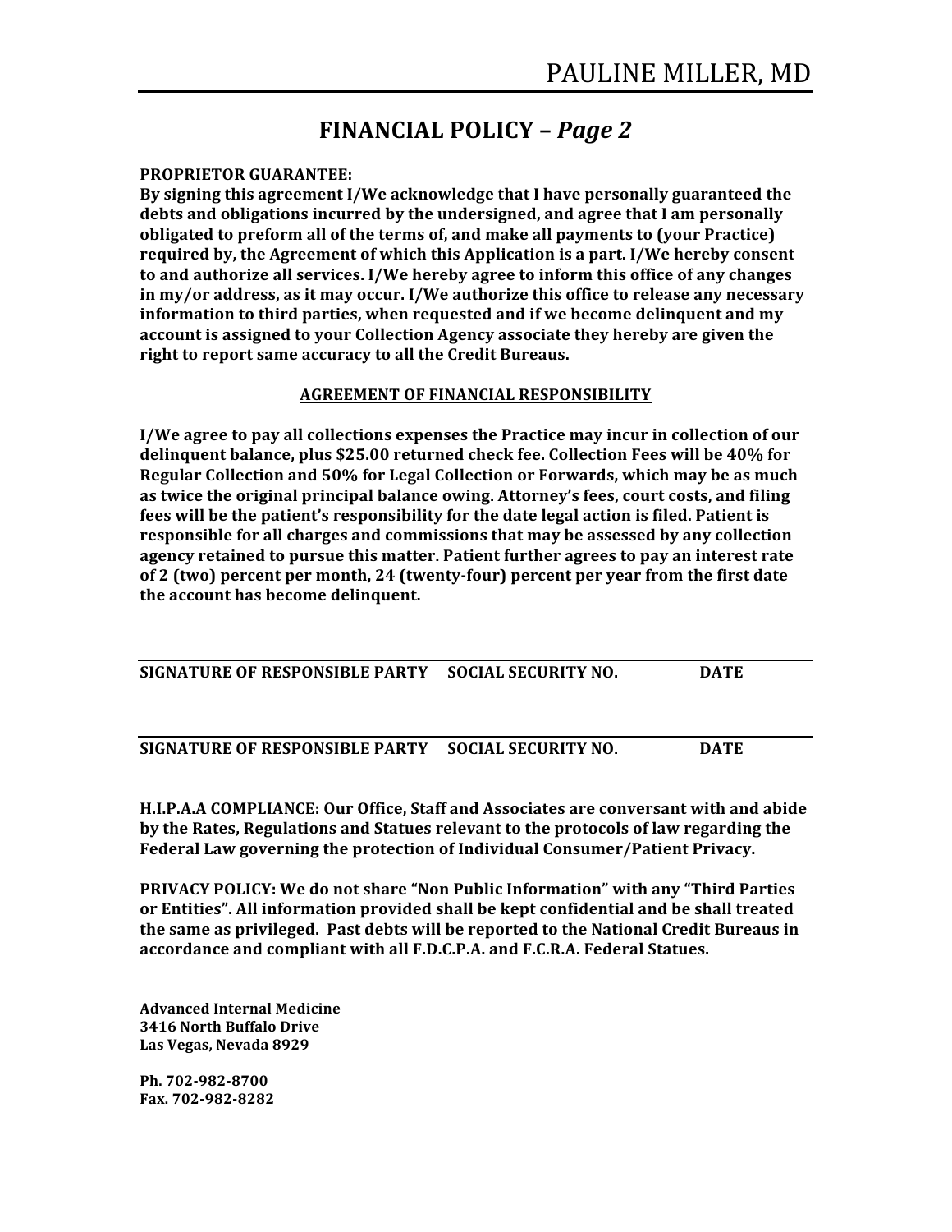# FINANCIAL POLICY – *Page 2*

**PROPRIETOR GUARANTEE:**
**By signing this agreement I/We acknowledge that I have personally guaranteed the debts and obligations incurred by the undersigned, and agree that I am personally obligated to preform all of the terms of, and make all payments to (your Practice) required by, the Agreement of which this Application is a part. I/We hereby consent to and authorize all services. I/We hereby agree to inform this office of any changes in my/or address, as it may occur. I/We authorize this office to release any necessary information to third parties, when requested and if we become delinquent and my account is assigned to your Collection Agency associate they hereby are given the right to report same accuracy to all the Credit Bureaus.**

## <u>AGREEMENT OF FINANCIAL RESPONSIBILITY</u>

**I/We agree to pay all collections expenses the Practice may incur in collection of our delinquent balance, plus $25.00 returned check fee. Collection Fees will be 40% for Regular Collection and 50% for Legal Collection or Forwards, which may be as much as twice the original principal balance owing. Attorney's fees, court costs, and filing fees will be the patient's responsibility for the date legal action is filed. Patient is responsible for all charges and commissions that may be assessed by any collection agency retained to pursue this matter. Patient further agrees to pay an interest rate of 2 (two) percent per month, 24 (twenty-four) percent per year from the first date the account has become delinquent.**

---

**SIGNATURE OF RESPONSIBLE PARTY　　SOCIAL SECURITY NO.　　DATE**

---

**SIGNATURE OF RESPONSIBLE PARTY　　SOCIAL SECURITY NO.　　DATE**

**H.I.P.A.A COMPLIANCE: Our Office, Staff and Associates are conversant with and abide by the Rates, Regulations and Statues relevant to the protocols of law regarding the Federal Law governing the protection of Individual Consumer/Patient Privacy.**

**PRIVACY POLICY: We do not share "Non Public Information" with any "Third Parties or Entities". All information provided shall be kept confidential and be shall treated the same as privileged. Past debts will be reported to the National Credit Bureaus in accordance and compliant with all F.D.C.P.A. and F.C.R.A. Federal Statues.**

**Advanced Internal Medicine**
**3416 North Buffalo Drive**
**Las Vegas, Nevada 8929**

**Ph. 702-982-8700**
**Fax. 702-982-8282**